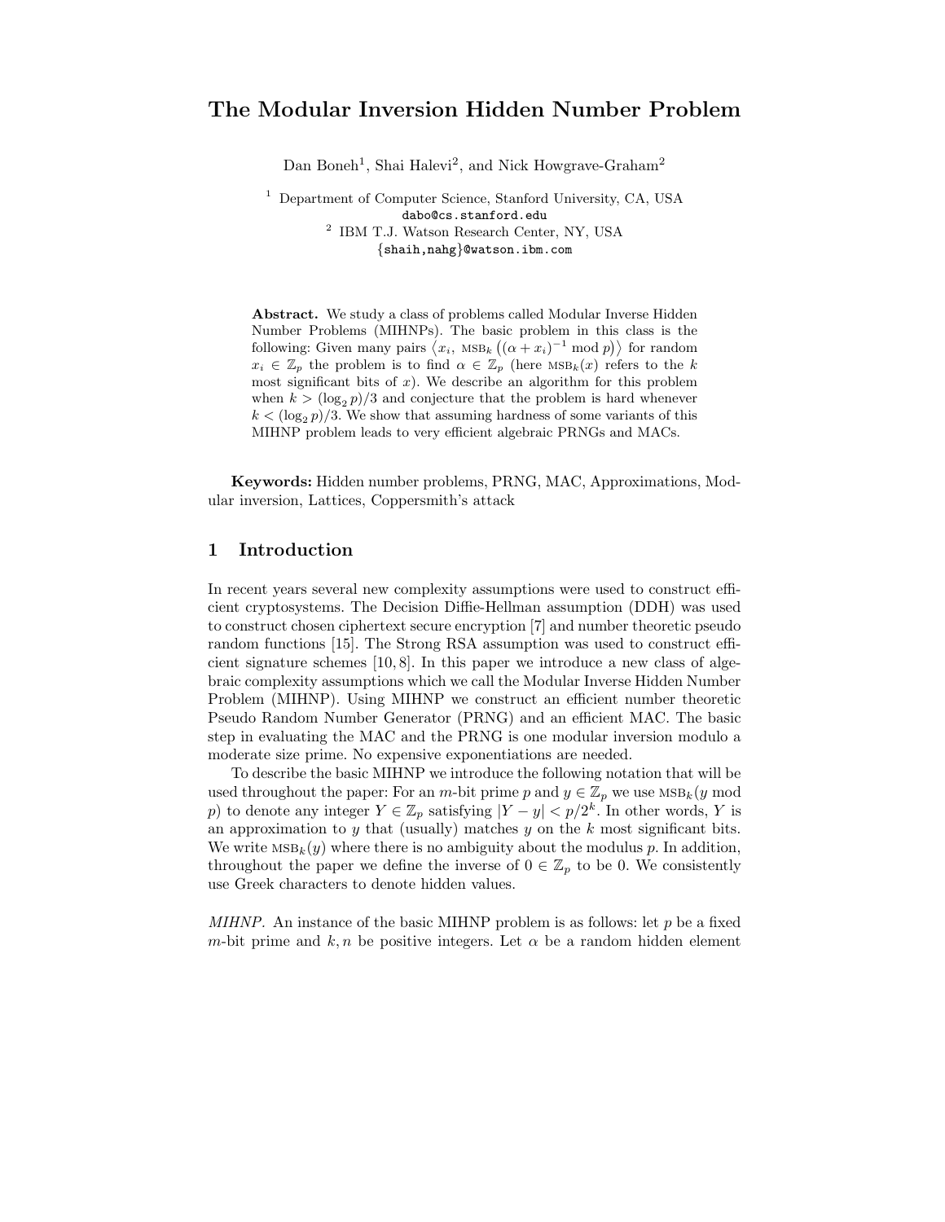# The Modular Inversion Hidden Number Problem

Dan Boneh[1], Shai Halevi[2], and Nick Howgrave-Graham[2]

[1] Department of Computer Science, Stanford University, CA, USA
dabo@cs.stanford.edu
[2] IBM T.J. Watson Research Center, NY, USA
{shaih,nahg}@watson.ibm.com

**Abstract.** We study a class of problems called Modular Inverse Hidden Number Problems (MIHNPs). The basic problem in this class is the following: Given many pairs $\langle x_i,\ \text{MSB}_k\left((\alpha + x_i)^{-1} \bmod p\right)\rangle$ for random $x_i \in \mathbb{Z}_p$ the problem is to find $\alpha \in \mathbb{Z}_p$ (here $\text{MSB}_k(x)$ refers to the $k$ most significant bits of $x$). We describe an algorithm for this problem when $k > (\log_2 p)/3$ and conjecture that the problem is hard whenever $k < (\log_2 p)/3$. We show that assuming hardness of some variants of this MIHNP problem leads to very efficient algebraic PRNGs and MACs.

**Keywords:** Hidden number problems, PRNG, MAC, Approximations, Modular inversion, Lattices, Coppersmith's attack

## 1 Introduction

In recent years several new complexity assumptions were used to construct efficient cryptosystems. The Decision Diffie-Hellman assumption (DDH) was used to construct chosen ciphertext secure encryption [7] and number theoretic pseudo random functions [15]. The Strong RSA assumption was used to construct efficient signature schemes [10, 8]. In this paper we introduce a new class of algebraic complexity assumptions which we call the Modular Inverse Hidden Number Problem (MIHNP). Using MIHNP we construct an efficient number theoretic Pseudo Random Number Generator (PRNG) and an efficient MAC. The basic step in evaluating the MAC and the PRNG is one modular inversion modulo a moderate size prime. No expensive exponentiations are needed.

To describe the basic MIHNP we introduce the following notation that will be used throughout the paper: For an $m$-bit prime $p$ and $y \in \mathbb{Z}_p$ we use $\text{MSB}_k(y \bmod p)$ to denote any integer $Y \in \mathbb{Z}_p$ satisfying $|Y - y| < p/2^k$. In other words, $Y$ is an approximation to $y$ that (usually) matches $y$ on the $k$ most significant bits. We write $\text{MSB}_k(y)$ where there is no ambiguity about the modulus $p$. In addition, throughout the paper we define the inverse of $0 \in \mathbb{Z}_p$ to be 0. We consistently use Greek characters to denote hidden values.

*MIHNP.* An instance of the basic MIHNP problem is as follows: let $p$ be a fixed $m$-bit prime and $k, n$ be positive integers. Let $\alpha$ be a random hidden element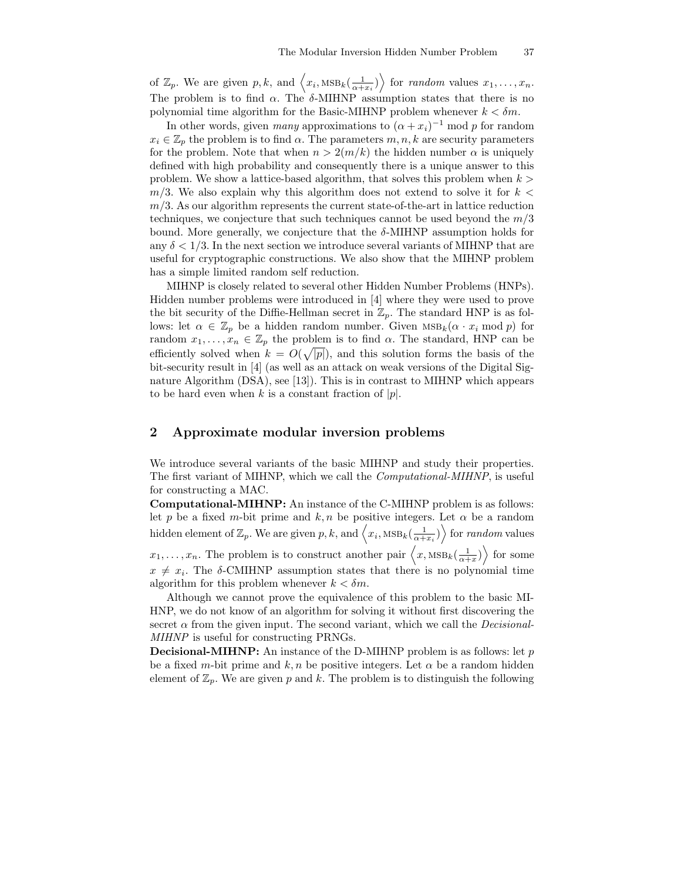of $\mathbb{Z}_p$. We are given $p, k$, and $\left\langle x_i, \text{MSB}_k(\frac{1}{\alpha+x_i})\right\rangle$ for *random* values $x_1, \ldots, x_n$. The problem is to find $\alpha$. The $\delta$-MIHNP assumption states that there is no polynomial time algorithm for the Basic-MIHNP problem whenever $k < \delta m$.

In other words, given *many* approximations to $(\alpha + x_i)^{-1} \bmod p$ for random $x_i \in \mathbb{Z}_p$ the problem is to find $\alpha$. The parameters $m, n, k$ are security parameters for the problem. Note that when $n > 2(m/k)$ the hidden number $\alpha$ is uniquely defined with high probability and consequently there is a unique answer to this problem. We show a lattice-based algorithm, that solves this problem when $k > m/3$. We also explain why this algorithm does not extend to solve it for $k < m/3$. As our algorithm represents the current state-of-the-art in lattice reduction techniques, we conjecture that such techniques cannot be used beyond the $m/3$ bound. More generally, we conjecture that the $\delta$-MIHNP assumption holds for any $\delta < 1/3$. In the next section we introduce several variants of MIHNP that are useful for cryptographic constructions. We also show that the MIHNP problem has a simple limited random self reduction.

MIHNP is closely related to several other Hidden Number Problems (HNPs). Hidden number problems were introduced in [4] where they were used to prove the bit security of the Diffie-Hellman secret in $\mathbb{Z}_p$. The standard HNP is as follows: let $\alpha \in \mathbb{Z}_p$ be a hidden random number. Given $\text{MSB}_k(\alpha \cdot x_i \bmod p)$ for random $x_1, \ldots, x_n \in \mathbb{Z}_p$ the problem is to find $\alpha$. The standard, HNP can be efficiently solved when $k = O(\sqrt{|p|})$, and this solution forms the basis of the bit-security result in [4] (as well as an attack on weak versions of the Digital Signature Algorithm (DSA), see [13]). This is in contrast to MIHNP which appears to be hard even when $k$ is a constant fraction of $|p|$.

## 2 Approximate modular inversion problems

We introduce several variants of the basic MIHNP and study their properties. The first variant of MIHNP, which we call the *Computational-MIHNP*, is useful for constructing a MAC.

**Computational-MIHNP:** An instance of the C-MIHNP problem is as follows: let $p$ be a fixed $m$-bit prime and $k, n$ be positive integers. Let $\alpha$ be a random hidden element of $\mathbb{Z}_p$. We are given $p, k$, and $\left\langle x_i, \text{MSB}_k(\frac{1}{\alpha+x_i})\right\rangle$ for *random* values $x_1, \ldots, x_n$. The problem is to construct another pair $\left\langle x, \text{MSB}_k(\frac{1}{\alpha+x})\right\rangle$ for some $x \neq x_i$. The $\delta$-CMIHNP assumption states that there is no polynomial time algorithm for this problem whenever $k < \delta m$.

Although we cannot prove the equivalence of this problem to the basic MIHNP, we do not know of an algorithm for solving it without first discovering the secret $\alpha$ from the given input. The second variant, which we call the *Decisional-MIHNP* is useful for constructing PRNGs.

**Decisional-MIHNP:** An instance of the D-MIHNP problem is as follows: let $p$ be a fixed $m$-bit prime and $k, n$ be positive integers. Let $\alpha$ be a random hidden element of $\mathbb{Z}_p$. We are given $p$ and $k$. The problem is to distinguish the following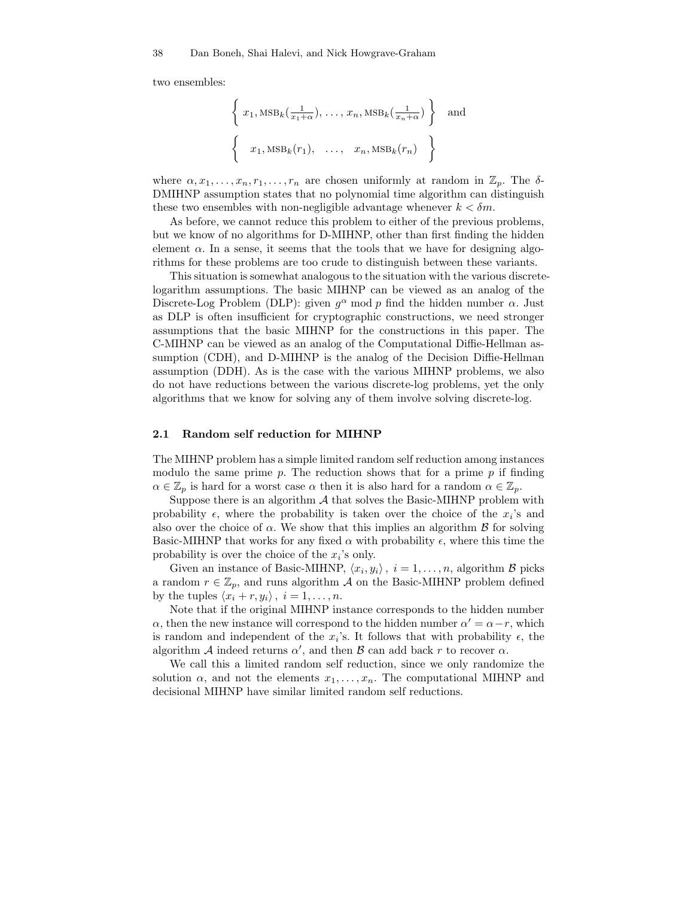two ensembles:

$$\left\{ x_1, \text{MSB}_k(\tfrac{1}{x_1+\alpha}), \ldots, x_n, \text{MSB}_k(\tfrac{1}{x_n+\alpha}) \right\} \quad \text{and}$$

$$\left\{ \quad x_1, \text{MSB}_k(r_1), \quad \ldots, \quad x_n, \text{MSB}_k(r_n) \quad \right\}$$

where $\alpha, x_1, \ldots, x_n, r_1, \ldots, r_n$ are chosen uniformly at random in $\mathbb{Z}_p$. The $\delta$-DMIHNP assumption states that no polynomial time algorithm can distinguish these two ensembles with non-negligible advantage whenever $k < \delta m$.

As before, we cannot reduce this problem to either of the previous problems, but we know of no algorithms for D-MIHNP, other than first finding the hidden element $\alpha$. In a sense, it seems that the tools that we have for designing algorithms for these problems are too crude to distinguish between these variants.

This situation is somewhat analogous to the situation with the various discrete-logarithm assumptions. The basic MIHNP can be viewed as an analog of the Discrete-Log Problem (DLP): given $g^\alpha \bmod p$ find the hidden number $\alpha$. Just as DLP is often insufficient for cryptographic constructions, we need stronger assumptions that the basic MIHNP for the constructions in this paper. The C-MIHNP can be viewed as an analog of the Computational Diffie-Hellman assumption (CDH), and D-MIHNP is the analog of the Decision Diffie-Hellman assumption (DDH). As is the case with the various MIHNP problems, we also do not have reductions between the various discrete-log problems, yet the only algorithms that we know for solving any of them involve solving discrete-log.

### 2.1 Random self reduction for MIHNP

The MIHNP problem has a simple limited random self reduction among instances modulo the same prime $p$. The reduction shows that for a prime $p$ if finding $\alpha \in \mathbb{Z}_p$ is hard for a worst case $\alpha$ then it is also hard for a random $\alpha \in \mathbb{Z}_p$.

Suppose there is an algorithm $\mathcal{A}$ that solves the Basic-MIHNP problem with probability $\epsilon$, where the probability is taken over the choice of the $x_i$'s and also over the choice of $\alpha$. We show that this implies an algorithm $\mathcal{B}$ for solving Basic-MIHNP that works for any fixed $\alpha$ with probability $\epsilon$, where this time the probability is over the choice of the $x_i$'s only.

Given an instance of Basic-MIHNP, $\langle x_i, y_i \rangle$, $i = 1, \ldots, n$, algorithm $\mathcal{B}$ picks a random $r \in \mathbb{Z}_p$, and runs algorithm $\mathcal{A}$ on the Basic-MIHNP problem defined by the tuples $\langle x_i + r, y_i \rangle$, $i = 1, \ldots, n$.

Note that if the original MIHNP instance corresponds to the hidden number $\alpha$, then the new instance will correspond to the hidden number $\alpha' = \alpha - r$, which is random and independent of the $x_i$'s. It follows that with probability $\epsilon$, the algorithm $\mathcal{A}$ indeed returns $\alpha'$, and then $\mathcal{B}$ can add back $r$ to recover $\alpha$.

We call this a limited random self reduction, since we only randomize the solution $\alpha$, and not the elements $x_1, \ldots, x_n$. The computational MIHNP and decisional MIHNP have similar limited random self reductions.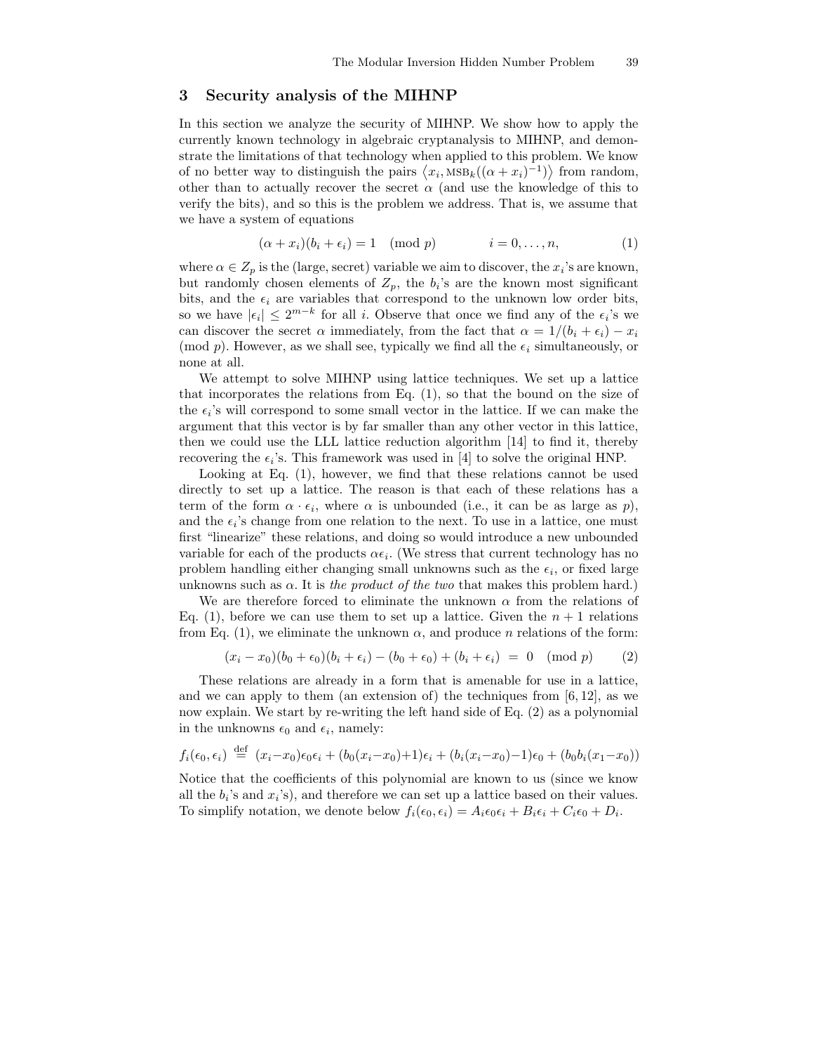## 3 Security analysis of the MIHNP

In this section we analyze the security of MIHNP. We show how to apply the currently known technology in algebraic cryptanalysis to MIHNP, and demonstrate the limitations of that technology when applied to this problem. We know of no better way to distinguish the pairs $\langle x_i, \text{MSB}_k((\alpha + x_i)^{-1}) \rangle$ from random, other than to actually recover the secret $\alpha$ (and use the knowledge of this to verify the bits), and so this is the problem we address. That is, we assume that we have a system of equations

$$(\alpha + x_i)(b_i + \epsilon_i) = 1 \pmod{p} \qquad\qquad i = 0, \ldots, n, \tag{1}$$

where $\alpha \in Z_p$ is the (large, secret) variable we aim to discover, the $x_i$'s are known, but randomly chosen elements of $Z_p$, the $b_i$'s are the known most significant bits, and the $\epsilon_i$ are variables that correspond to the unknown low order bits, so we have $|\epsilon_i| \leq 2^{m-k}$ for all $i$. Observe that once we find any of the $\epsilon_i$'s we can discover the secret $\alpha$ immediately, from the fact that $\alpha = 1/(b_i + \epsilon_i) - x_i \pmod{p}$. However, as we shall see, typically we find all the $\epsilon_i$ simultaneously, or none at all.

We attempt to solve MIHNP using lattice techniques. We set up a lattice that incorporates the relations from Eq. (1), so that the bound on the size of the $\epsilon_i$'s will correspond to some small vector in the lattice. If we can make the argument that this vector is by far smaller than any other vector in this lattice, then we could use the LLL lattice reduction algorithm [14] to find it, thereby recovering the $\epsilon_i$'s. This framework was used in [4] to solve the original HNP.

Looking at Eq. (1), however, we find that these relations cannot be used directly to set up a lattice. The reason is that each of these relations has a term of the form $\alpha \cdot \epsilon_i$, where $\alpha$ is unbounded (i.e., it can be as large as $p$), and the $\epsilon_i$'s change from one relation to the next. To use in a lattice, one must first "linearize" these relations, and doing so would introduce a new unbounded variable for each of the products $\alpha\epsilon_i$. (We stress that current technology has no problem handling either changing small unknowns such as the $\epsilon_i$, or fixed large unknowns such as $\alpha$. It is *the product of the two* that makes this problem hard.)

We are therefore forced to eliminate the unknown $\alpha$ from the relations of Eq. (1), before we can use them to set up a lattice. Given the $n + 1$ relations from Eq. (1), we eliminate the unknown $\alpha$, and produce $n$ relations of the form:

$$(x_i - x_0)(b_0 + \epsilon_0)(b_i + \epsilon_i) - (b_0 + \epsilon_0) + (b_i + \epsilon_i) \;=\; 0 \pmod{p} \tag{2}$$

These relations are already in a form that is amenable for use in a lattice, and we can apply to them (an extension of) the techniques from [6, 12], as we now explain. We start by re-writing the left hand side of Eq. (2) as a polynomial in the unknowns $\epsilon_0$ and $\epsilon_i$, namely:

$$f_i(\epsilon_0, \epsilon_i) \stackrel{\text{def}}{=} (x_i - x_0)\epsilon_0\epsilon_i + (b_0(x_i - x_0) + 1)\epsilon_i + (b_i(x_i - x_0) - 1)\epsilon_0 + (b_0 b_i(x_1 - x_0))$$

Notice that the coefficients of this polynomial are known to us (since we know all the $b_i$'s and $x_i$'s), and therefore we can set up a lattice based on their values. To simplify notation, we denote below $f_i(\epsilon_0, \epsilon_i) = A_i\epsilon_0\epsilon_i + B_i\epsilon_i + C_i\epsilon_0 + D_i$.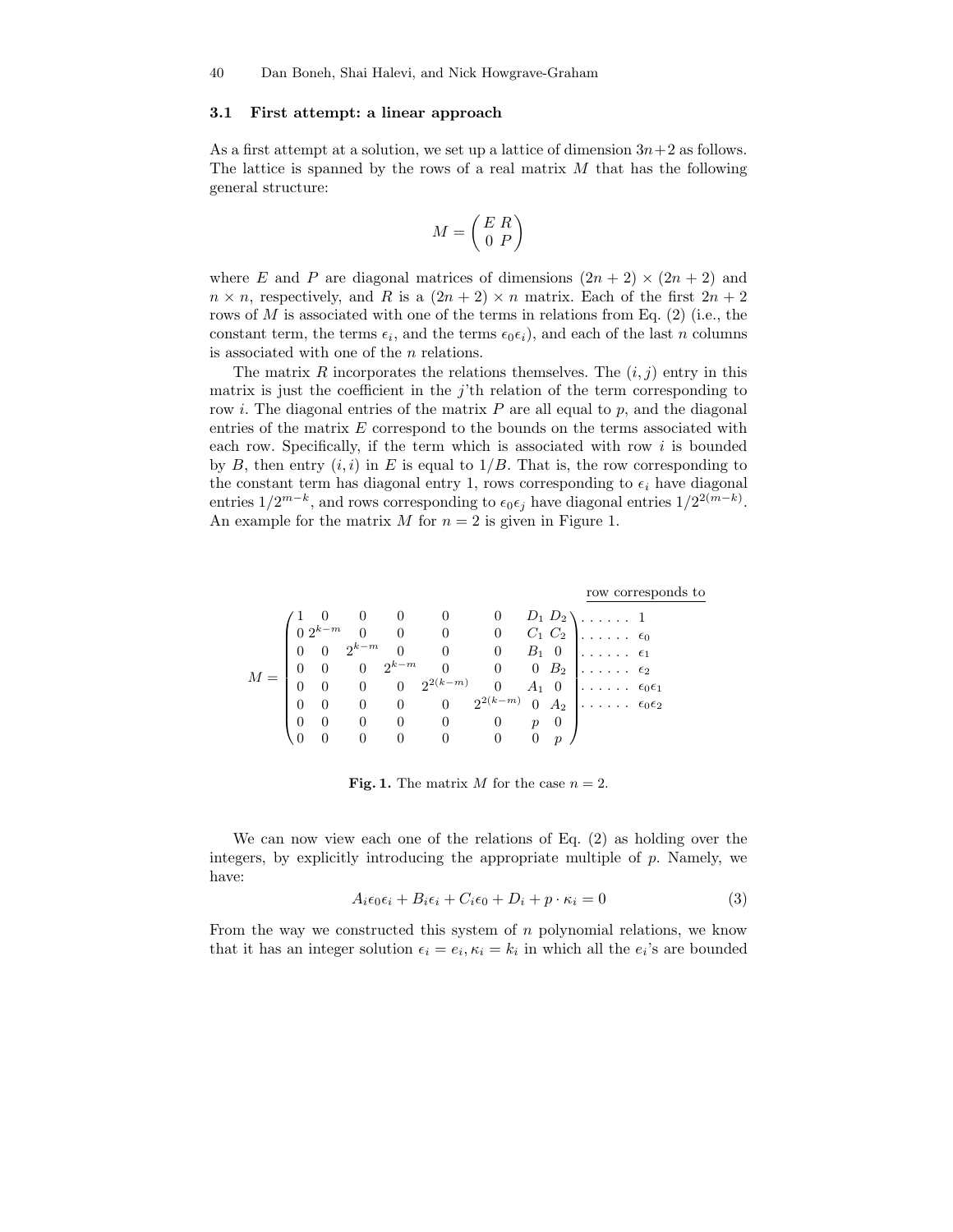### 3.1 First attempt: a linear approach

As a first attempt at a solution, we set up a lattice of dimension $3n+2$ as follows. The lattice is spanned by the rows of a real matrix $M$ that has the following general structure:

$$M = \begin{pmatrix} E & R \\ 0 & P \end{pmatrix}$$

where $E$ and $P$ are diagonal matrices of dimensions $(2n+2) \times (2n+2)$ and $n \times n$, respectively, and $R$ is a $(2n+2) \times n$ matrix. Each of the first $2n+2$ rows of $M$ is associated with one of the terms in relations from Eq. (2) (i.e., the constant term, the terms $\epsilon_i$, and the terms $\epsilon_0 \epsilon_i$), and each of the last $n$ columns is associated with one of the $n$ relations.

The matrix $R$ incorporates the relations themselves. The $(i, j)$ entry in this matrix is just the coefficient in the $j$'th relation of the term corresponding to row $i$. The diagonal entries of the matrix $P$ are all equal to $p$, and the diagonal entries of the matrix $E$ correspond to the bounds on the terms associated with each row. Specifically, if the term which is associated with row $i$ is bounded by $B$, then entry $(i, i)$ in $E$ is equal to $1/B$. That is, the row corresponding to the constant term has diagonal entry 1, rows corresponding to $\epsilon_i$ have diagonal entries $1/2^{m-k}$, and rows corresponding to $\epsilon_0 \epsilon_j$ have diagonal entries $1/2^{2(m-k)}$. An example for the matrix $M$ for $n = 2$ is given in Figure 1.

$$M = \begin{pmatrix}
1 & 0 & 0 & 0 & 0 & 0 & D_1 & D_2 \\
0 & 2^{k-m} & 0 & 0 & 0 & 0 & C_1 & C_2 \\
0 & 0 & 2^{k-m} & 0 & 0 & 0 & B_1 & 0 \\
0 & 0 & 0 & 2^{k-m} & 0 & 0 & 0 & B_2 \\
0 & 0 & 0 & 0 & 2^{2(k-m)} & 0 & A_1 & 0 \\
0 & 0 & 0 & 0 & 0 & 2^{2(k-m)} & 0 & A_2 \\
0 & 0 & 0 & 0 & 0 & 0 & p & 0 \\
0 & 0 & 0 & 0 & 0 & 0 & 0 & p
\end{pmatrix}
\begin{matrix}
\ldots\ldots\ 1 \\
\ldots\ldots\ \epsilon_0 \\
\ldots\ldots\ \epsilon_1 \\
\ldots\ldots\ \epsilon_2 \\
\ldots\ldots\ \epsilon_0\epsilon_1 \\
\ldots\ldots\ \epsilon_0\epsilon_2 \\
\\
\\
\end{matrix}$$

(row corresponds to: $1$, $\epsilon_0$, $\epsilon_1$, $\epsilon_2$, $\epsilon_0\epsilon_1$, $\epsilon_0\epsilon_2$)

**Fig. 1.** The matrix $M$ for the case $n = 2$.

We can now view each one of the relations of Eq. (2) as holding over the integers, by explicitly introducing the appropriate multiple of $p$. Namely, we have:

$$A_i \epsilon_0 \epsilon_i + B_i \epsilon_i + C_i \epsilon_0 + D_i + p \cdot \kappa_i = 0 \qquad (3)$$

From the way we constructed this system of $n$ polynomial relations, we know that it has an integer solution $\epsilon_i = e_i, \kappa_i = k_i$ in which all the $e_i$'s are bounded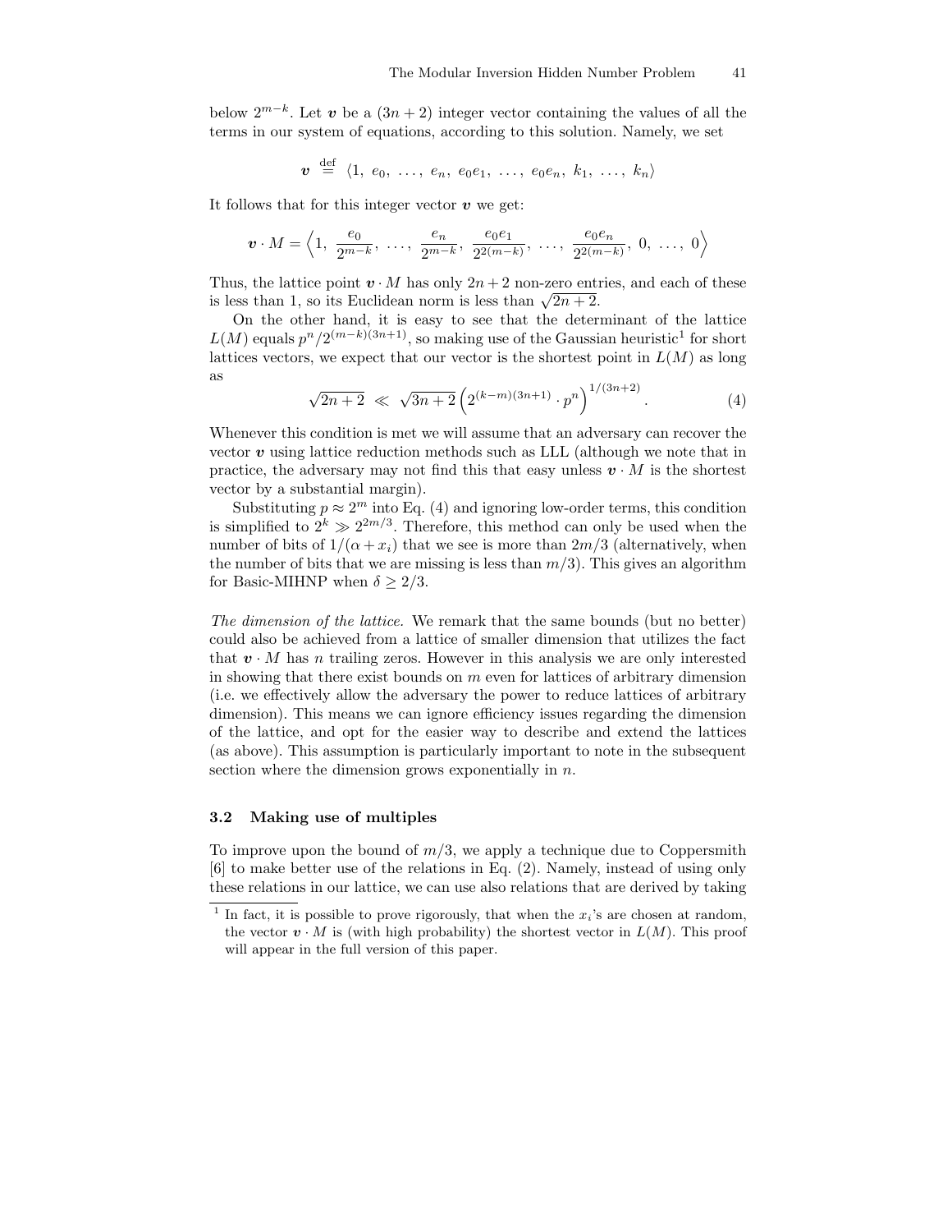below $2^{m-k}$. Let $\boldsymbol{v}$ be a $(3n+2)$ integer vector containing the values of all the terms in our system of equations, according to this solution. Namely, we set

$$\boldsymbol{v} \stackrel{\text{def}}{=} \langle 1,\ e_0,\ \ldots,\ e_n,\ e_0e_1,\ \ldots,\ e_0e_n,\ k_1,\ \ldots,\ k_n \rangle$$

It follows that for this integer vector $\boldsymbol{v}$ we get:

$$\boldsymbol{v} \cdot M = \left\langle 1,\ \frac{e_0}{2^{m-k}},\ \ldots,\ \frac{e_n}{2^{m-k}},\ \frac{e_0e_1}{2^{2(m-k)}},\ \ldots,\ \frac{e_0e_n}{2^{2(m-k)}},\ 0,\ \ldots,\ 0 \right\rangle$$

Thus, the lattice point $\boldsymbol{v} \cdot M$ has only $2n+2$ non-zero entries, and each of these is less than 1, so its Euclidean norm is less than $\sqrt{2n+2}$.

On the other hand, it is easy to see that the determinant of the lattice $L(M)$ equals $p^n/2^{(m-k)(3n+1)}$, so making use of the Gaussian heuristic[1] for short lattices vectors, we expect that our vector is the shortest point in $L(M)$ as long as

$$\sqrt{2n+2} \ \ll\ \sqrt{3n+2}\left(2^{(k-m)(3n+1)} \cdot p^n\right)^{1/(3n+2)}. \tag{4}$$

Whenever this condition is met we will assume that an adversary can recover the vector $\boldsymbol{v}$ using lattice reduction methods such as LLL (although we note that in practice, the adversary may not find this that easy unless $\boldsymbol{v} \cdot M$ is the shortest vector by a substantial margin).

Substituting $p \approx 2^m$ into Eq. (4) and ignoring low-order terms, this condition is simplified to $2^k \gg 2^{2m/3}$. Therefore, this method can only be used when the number of bits of $1/(\alpha + x_i)$ that we see is more than $2m/3$ (alternatively, when the number of bits that we are missing is less than $m/3$). This gives an algorithm for Basic-MIHNP when $\delta \geq 2/3$.

*The dimension of the lattice.* We remark that the same bounds (but no better) could also be achieved from a lattice of smaller dimension that utilizes the fact that $\boldsymbol{v} \cdot M$ has $n$ trailing zeros. However in this analysis we are only interested in showing that there exist bounds on $m$ even for lattices of arbitrary dimension (i.e. we effectively allow the adversary the power to reduce lattices of arbitrary dimension). This means we can ignore efficiency issues regarding the dimension of the lattice, and opt for the easier way to describe and extend the lattices (as above). This assumption is particularly important to note in the subsequent section where the dimension grows exponentially in $n$.

### 3.2 Making use of multiples

To improve upon the bound of $m/3$, we apply a technique due to Coppersmith [6] to make better use of the relations in Eq. (2). Namely, instead of using only these relations in our lattice, we can use also relations that are derived by taking

---

[1] In fact, it is possible to prove rigorously, that when the $x_i$'s are chosen at random, the vector $\boldsymbol{v} \cdot M$ is (with high probability) the shortest vector in $L(M)$. This proof will appear in the full version of this paper.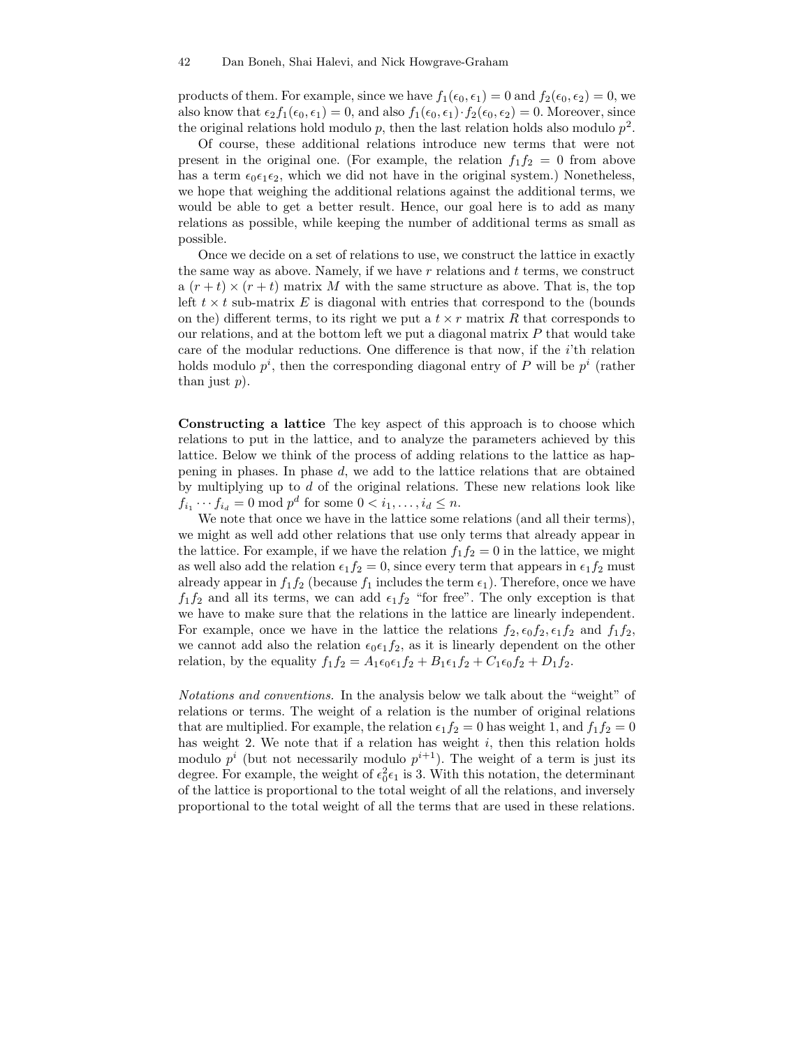products of them. For example, since we have $f_1(\epsilon_0, \epsilon_1) = 0$ and $f_2(\epsilon_0, \epsilon_2) = 0$, we also know that $\epsilon_2 f_1(\epsilon_0, \epsilon_1) = 0$, and also $f_1(\epsilon_0, \epsilon_1) \cdot f_2(\epsilon_0, \epsilon_2) = 0$. Moreover, since the original relations hold modulo $p$, then the last relation holds also modulo $p^2$.

Of course, these additional relations introduce new terms that were not present in the original one. (For example, the relation $f_1 f_2 = 0$ from above has a term $\epsilon_0 \epsilon_1 \epsilon_2$, which we did not have in the original system.) Nonetheless, we hope that weighing the additional relations against the additional terms, we would be able to get a better result. Hence, our goal here is to add as many relations as possible, while keeping the number of additional terms as small as possible.

Once we decide on a set of relations to use, we construct the lattice in exactly the same way as above. Namely, if we have $r$ relations and $t$ terms, we construct a $(r+t) \times (r+t)$ matrix $M$ with the same structure as above. That is, the top left $t \times t$ sub-matrix $E$ is diagonal with entries that correspond to the (bounds on the) different terms, to its right we put a $t \times r$ matrix $R$ that corresponds to our relations, and at the bottom left we put a diagonal matrix $P$ that would take care of the modular reductions. One difference is that now, if the $i$'th relation holds modulo $p^i$, then the corresponding diagonal entry of $P$ will be $p^i$ (rather than just $p$).

**Constructing a lattice** The key aspect of this approach is to choose which relations to put in the lattice, and to analyze the parameters achieved by this lattice. Below we think of the process of adding relations to the lattice as happening in phases. In phase $d$, we add to the lattice relations that are obtained by multiplying up to $d$ of the original relations. These new relations look like $f_{i_1} \cdots f_{i_d} = 0 \bmod p^d$ for some $0 < i_1, \ldots, i_d \leq n$.

We note that once we have in the lattice some relations (and all their terms), we might as well add other relations that use only terms that already appear in the lattice. For example, if we have the relation $f_1 f_2 = 0$ in the lattice, we might as well also add the relation $\epsilon_1 f_2 = 0$, since every term that appears in $\epsilon_1 f_2$ must already appear in $f_1 f_2$ (because $f_1$ includes the term $\epsilon_1$). Therefore, once we have $f_1 f_2$ and all its terms, we can add $\epsilon_1 f_2$ "for free". The only exception is that we have to make sure that the relations in the lattice are linearly independent. For example, once we have in the lattice the relations $f_2, \epsilon_0 f_2, \epsilon_1 f_2$ and $f_1 f_2$, we cannot add also the relation $\epsilon_0 \epsilon_1 f_2$, as it is linearly dependent on the other relation, by the equality $f_1 f_2 = A_1 \epsilon_0 \epsilon_1 f_2 + B_1 \epsilon_1 f_2 + C_1 \epsilon_0 f_2 + D_1 f_2$.

*Notations and conventions.* In the analysis below we talk about the "weight" of relations or terms. The weight of a relation is the number of original relations that are multiplied. For example, the relation $\epsilon_1 f_2 = 0$ has weight 1, and $f_1 f_2 = 0$ has weight 2. We note that if a relation has weight $i$, then this relation holds modulo $p^i$ (but not necessarily modulo $p^{i+1}$). The weight of a term is just its degree. For example, the weight of $\epsilon_0^2 \epsilon_1$ is 3. With this notation, the determinant of the lattice is proportional to the total weight of all the relations, and inversely proportional to the total weight of all the terms that are used in these relations.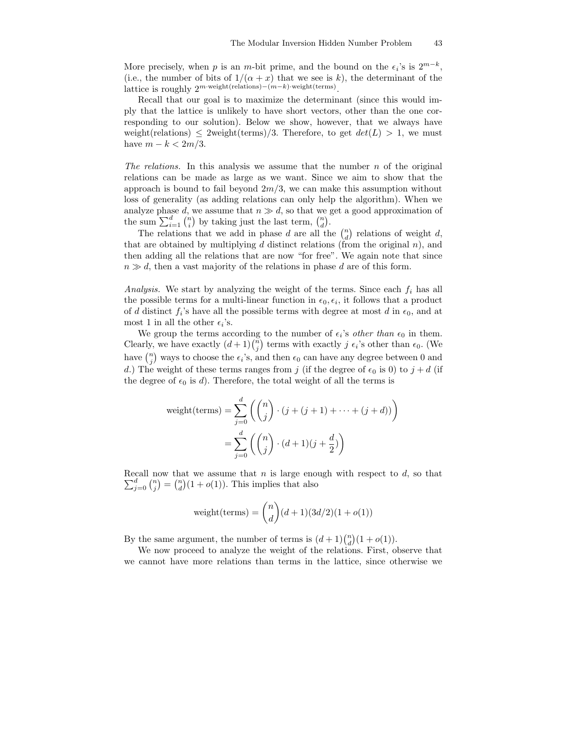More precisely, when $p$ is an $m$-bit prime, and the bound on the $\epsilon_i$'s is $2^{m-k}$, (i.e., the number of bits of $1/(\alpha + x)$ that we see is $k$), the determinant of the lattice is roughly $2^{m \cdot \text{weight(relations)} - (m-k) \cdot \text{weight(terms)}}$.

Recall that our goal is to maximize the determinant (since this would imply that the lattice is unlikely to have short vectors, other than the one corresponding to our solution). Below we show, however, that we always have weight(relations) $\leq$ 2weight(terms)/3. Therefore, to get $det(L) > 1$, we must have $m - k < 2m/3$.

*The relations.* In this analysis we assume that the number $n$ of the original relations can be made as large as we want. Since we aim to show that the approach is bound to fail beyond $2m/3$, we can make this assumption without loss of generality (as adding relations can only help the algorithm). When we analyze phase $d$, we assume that $n \gg d$, so that we get a good approximation of the sum $\sum_{i=1}^{d} \binom{n}{i}$ by taking just the last term, $\binom{n}{d}$.

The relations that we add in phase $d$ are all the $\binom{n}{d}$ relations of weight $d$, that are obtained by multiplying $d$ distinct relations (from the original $n$), and then adding all the relations that are now "for free". We again note that since $n \gg d$, then a vast majority of the relations in phase $d$ are of this form.

*Analysis.* We start by analyzing the weight of the terms. Since each $f_i$ has all the possible terms for a multi-linear function in $\epsilon_0, \epsilon_i$, it follows that a product of $d$ distinct $f_i$'s have all the possible terms with degree at most $d$ in $\epsilon_0$, and at most 1 in all the other $\epsilon_i$'s.

We group the terms according to the number of $\epsilon_i$'s *other than* $\epsilon_0$ in them. Clearly, we have exactly $(d+1)\binom{n}{j}$ terms with exactly $j$ $\epsilon_i$'s other than $\epsilon_0$. (We have $\binom{n}{j}$ ways to choose the $\epsilon_i$'s, and then $\epsilon_0$ can have any degree between 0 and $d$.) The weight of these terms ranges from $j$ (if the degree of $\epsilon_0$ is 0) to $j + d$ (if the degree of $\epsilon_0$ is $d$). Therefore, the total weight of all the terms is

$$\begin{aligned}
\text{weight(terms)} &= \sum_{j=0}^{d} \left( \binom{n}{j} \cdot (j + (j+1) + \cdots + (j+d)) \right) \\
&= \sum_{j=0}^{d} \left( \binom{n}{j} \cdot (d+1)(j + \frac{d}{2}) \right)
\end{aligned}$$

Recall now that we assume that $n$ is large enough with respect to $d$, so that $\sum_{j=0}^{d} \binom{n}{j} = \binom{n}{d}(1 + o(1))$. This implies that also

$$\text{weight(terms)} = \binom{n}{d}(d+1)(3d/2)(1 + o(1))$$

By the same argument, the number of terms is $(d+1)\binom{n}{d}(1 + o(1))$.

We now proceed to analyze the weight of the relations. First, observe that we cannot have more relations than terms in the lattice, since otherwise we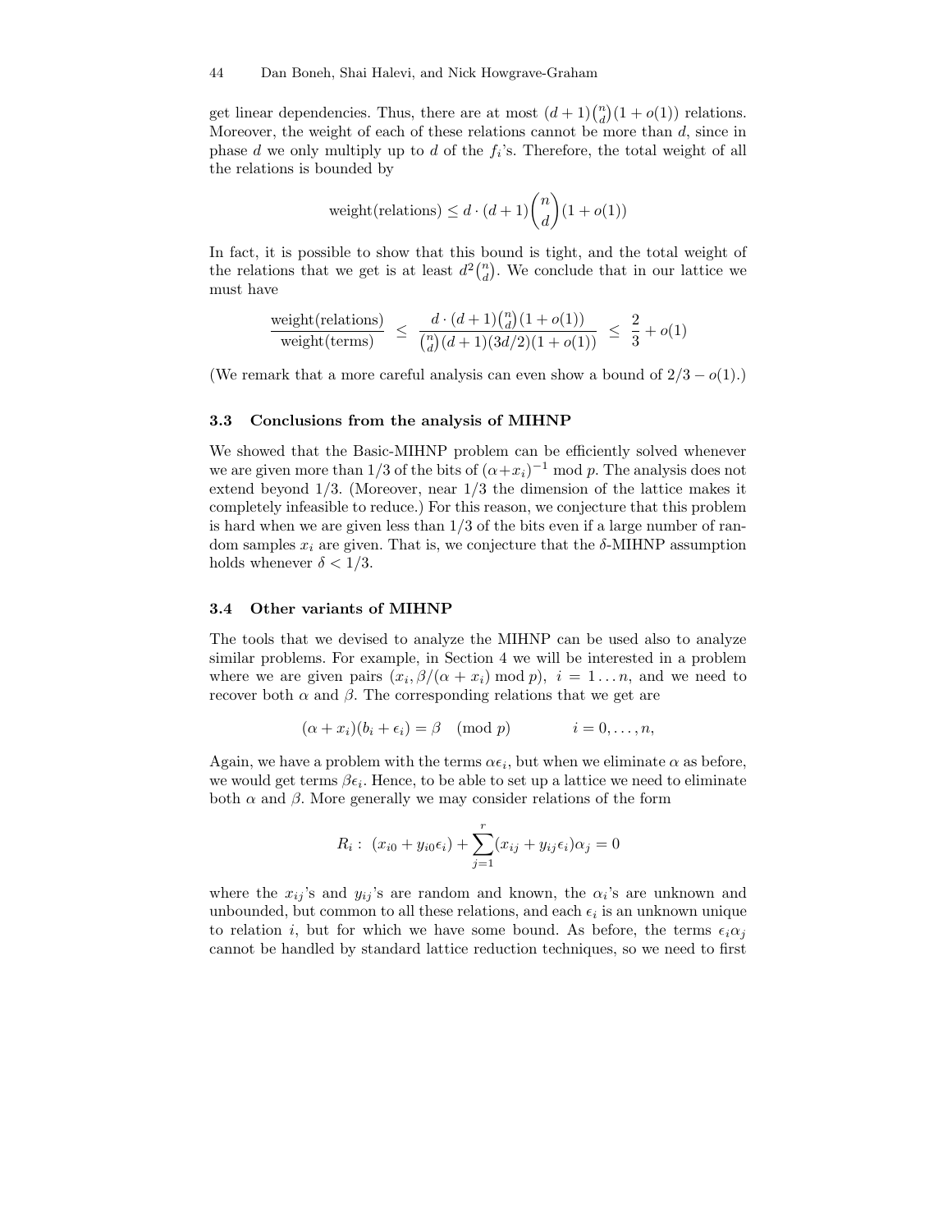get linear dependencies. Thus, there are at most $(d+1)\binom{n}{d}(1+o(1))$ relations. Moreover, the weight of each of these relations cannot be more than $d$, since in phase $d$ we only multiply up to $d$ of the $f_i$'s. Therefore, the total weight of all the relations is bounded by

$$\text{weight(relations)} \le d \cdot (d+1)\binom{n}{d}(1+o(1))$$

In fact, it is possible to show that this bound is tight, and the total weight of the relations that we get is at least $d^2\binom{n}{d}$. We conclude that in our lattice we must have

$$\frac{\text{weight(relations)}}{\text{weight(terms)}} \;\le\; \frac{d \cdot (d+1)\binom{n}{d}(1+o(1))}{\binom{n}{d}(d+1)(3d/2)(1+o(1))} \;\le\; \frac{2}{3} + o(1)$$

(We remark that a more careful analysis can even show a bound of $2/3 - o(1)$.)

### 3.3 Conclusions from the analysis of MIHNP

We showed that the Basic-MIHNP problem can be efficiently solved whenever we are given more than $1/3$ of the bits of $(\alpha+x_i)^{-1} \bmod p$. The analysis does not extend beyond $1/3$. (Moreover, near $1/3$ the dimension of the lattice makes it completely infeasible to reduce.) For this reason, we conjecture that this problem is hard when we are given less than $1/3$ of the bits even if a large number of random samples $x_i$ are given. That is, we conjecture that the $\delta$-MIHNP assumption holds whenever $\delta < 1/3$.

### 3.4 Other variants of MIHNP

The tools that we devised to analyze the MIHNP can be used also to analyze similar problems. For example, in Section 4 we will be interested in a problem where we are given pairs $(x_i, \beta/(\alpha+x_i) \bmod p)$, $i = 1 \ldots n$, and we need to recover both $\alpha$ and $\beta$. The corresponding relations that we get are

$$(\alpha + x_i)(b_i + \epsilon_i) = \beta \pmod{p} \qquad\qquad i = 0, \ldots, n,$$

Again, we have a problem with the terms $\alpha\epsilon_i$, but when we eliminate $\alpha$ as before, we would get terms $\beta\epsilon_i$. Hence, to be able to set up a lattice we need to eliminate both $\alpha$ and $\beta$. More generally we may consider relations of the form

$$R_i:\ (x_{i0} + y_{i0}\epsilon_i) + \sum_{j=1}^{r}(x_{ij} + y_{ij}\epsilon_i)\alpha_j = 0$$

where the $x_{ij}$'s and $y_{ij}$'s are random and known, the $\alpha_i$'s are unknown and unbounded, but common to all these relations, and each $\epsilon_i$ is an unknown unique to relation $i$, but for which we have some bound. As before, the terms $\epsilon_i\alpha_j$ cannot be handled by standard lattice reduction techniques, so we need to first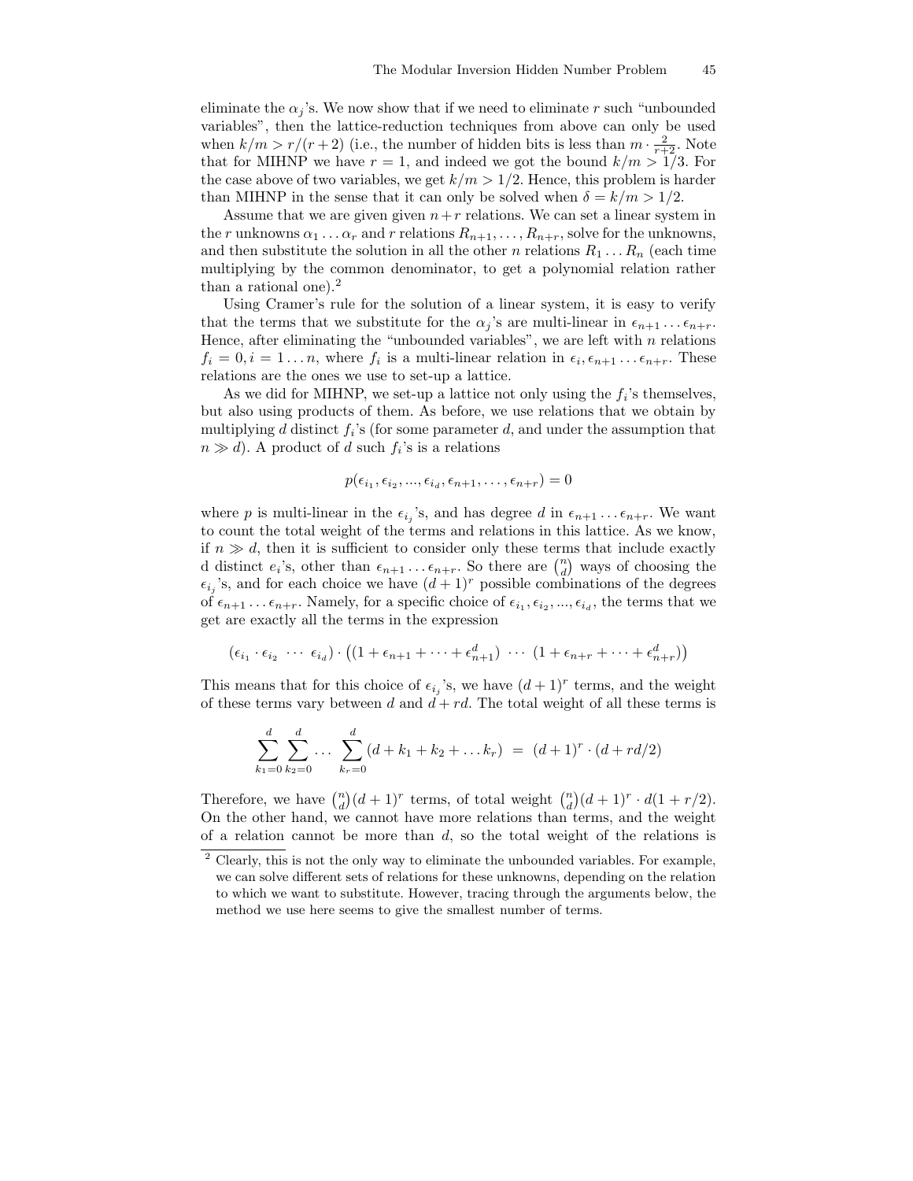eliminate the $\alpha_j$'s. We now show that if we need to eliminate $r$ such "unbounded variables", then the lattice-reduction techniques from above can only be used when $k/m > r/(r+2)$ (i.e., the number of hidden bits is less than $m \cdot \frac{2}{r+2}$. Note that for MIHNP we have $r = 1$, and indeed we got the bound $k/m > 1/3$. For the case above of two variables, we get $k/m > 1/2$. Hence, this problem is harder than MIHNP in the sense that it can only be solved when $\delta = k/m > 1/2$.

Assume that we are given given $n+r$ relations. We can set a linear system in the $r$ unknowns $\alpha_1 \ldots \alpha_r$ and $r$ relations $R_{n+1}, \ldots, R_{n+r}$, solve for the unknowns, and then substitute the solution in all the other $n$ relations $R_1 \ldots R_n$ (each time multiplying by the common denominator, to get a polynomial relation rather than a rational one).[2]

Using Cramer's rule for the solution of a linear system, it is easy to verify that the terms that we substitute for the $\alpha_j$'s are multi-linear in $\epsilon_{n+1} \ldots \epsilon_{n+r}$. Hence, after eliminating the "unbounded variables", we are left with $n$ relations $f_i = 0, i = 1 \ldots n$, where $f_i$ is a multi-linear relation in $\epsilon_i, \epsilon_{n+1} \ldots \epsilon_{n+r}$. These relations are the ones we use to set-up a lattice.

As we did for MIHNP, we set-up a lattice not only using the $f_i$'s themselves, but also using products of them. As before, we use relations that we obtain by multiplying $d$ distinct $f_i$'s (for some parameter $d$, and under the assumption that $n \gg d$). A product of $d$ such $f_i$'s is a relations

$$p(\epsilon_{i_1}, \epsilon_{i_2}, ..., \epsilon_{i_d}, \epsilon_{n+1}, \ldots, \epsilon_{n+r}) = 0$$

where $p$ is multi-linear in the $\epsilon_{i_j}$'s, and has degree $d$ in $\epsilon_{n+1} \ldots \epsilon_{n+r}$. We want to count the total weight of the terms and relations in this lattice. As we know, if $n \gg d$, then it is sufficient to consider only these terms that include exactly d distinct $e_i$'s, other than $\epsilon_{n+1} \ldots \epsilon_{n+r}$. So there are $\binom{n}{d}$ ways of choosing the $\epsilon_{i_j}$'s, and for each choice we have $(d+1)^r$ possible combinations of the degrees of $\epsilon_{n+1} \ldots \epsilon_{n+r}$. Namely, for a specific choice of $\epsilon_{i_1}, \epsilon_{i_2}, ..., \epsilon_{i_d}$, the terms that we get are exactly all the terms in the expression

$$(\epsilon_{i_1} \cdot \epsilon_{i_2} \ \cdots \ \epsilon_{i_d}) \cdot \left( (1 + \epsilon_{n+1} + \cdots + \epsilon_{n+1}^d) \ \cdots \ (1 + \epsilon_{n+r} + \cdots + \epsilon_{n+r}^d) \right)$$

This means that for this choice of $\epsilon_{i_j}$'s, we have $(d+1)^r$ terms, and the weight of these terms vary between $d$ and $d + rd$. The total weight of all these terms is

$$\sum_{k_1=0}^{d} \sum_{k_2=0}^{d} \ldots \sum_{k_r=0}^{d} (d + k_1 + k_2 + \ldots k_r) \ = \ (d+1)^r \cdot (d + rd/2)$$

Therefore, we have $\binom{n}{d}(d+1)^r$ terms, of total weight $\binom{n}{d}(d+1)^r \cdot d(1 + r/2)$. On the other hand, we cannot have more relations than terms, and the weight of a relation cannot be more than $d$, so the total weight of the relations is

[2] Clearly, this is not the only way to eliminate the unbounded variables. For example, we can solve different sets of relations for these unknowns, depending on the relation to which we want to substitute. However, tracing through the arguments below, the method we use here seems to give the smallest number of terms.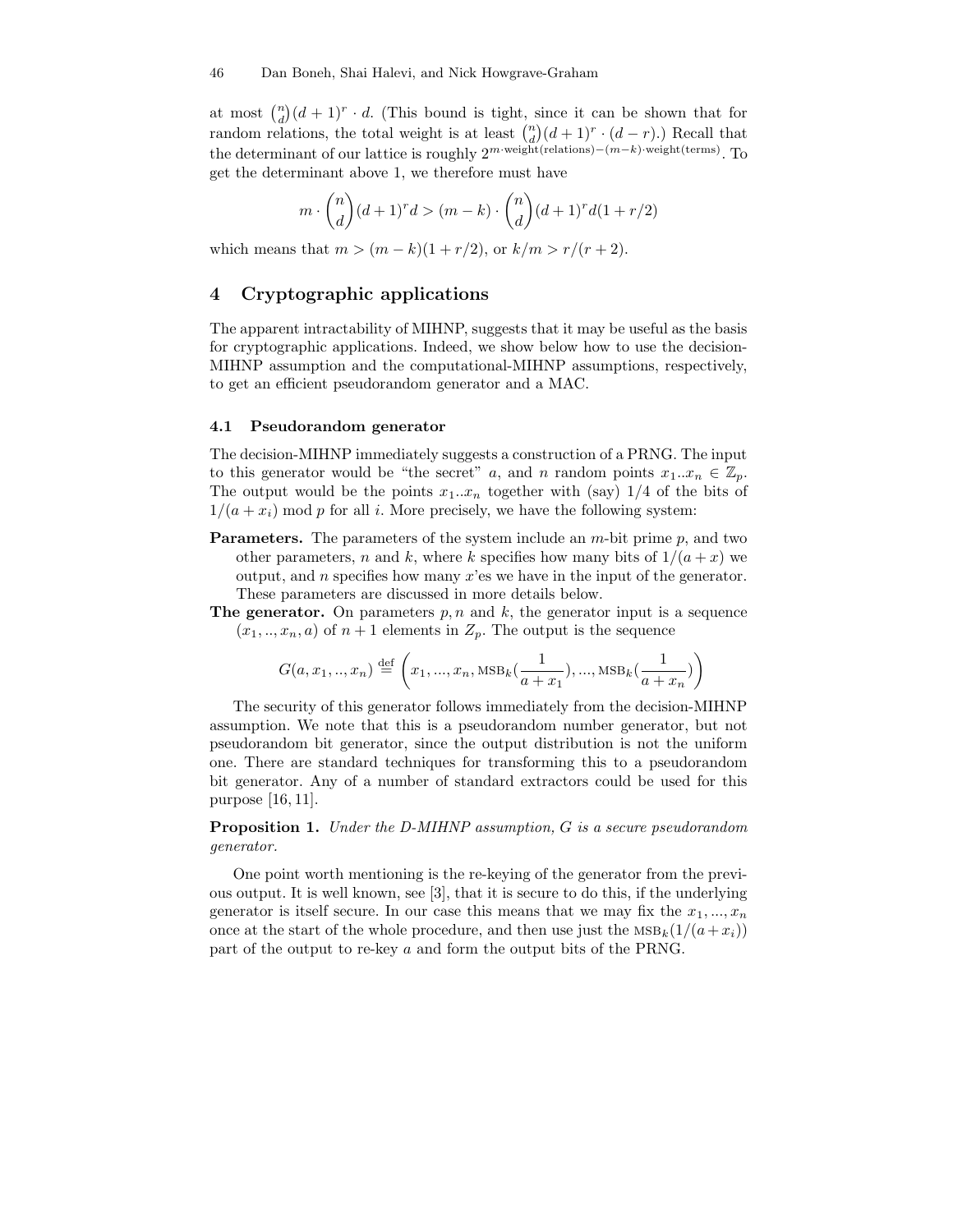at most $\binom{n}{d}(d+1)^r \cdot d$. (This bound is tight, since it can be shown that for random relations, the total weight is at least $\binom{n}{d}(d+1)^r \cdot (d-r)$.) Recall that the determinant of our lattice is roughly $2^{m \cdot \text{weight(relations)} - (m-k) \cdot \text{weight(terms)}}$. To get the determinant above 1, we therefore must have

$$m \cdot \binom{n}{d}(d+1)^r d > (m-k) \cdot \binom{n}{d}(d+1)^r d(1+r/2)$$

which means that $m > (m-k)(1+r/2)$, or $k/m > r/(r+2)$.

## 4 Cryptographic applications

The apparent intractability of MIHNP, suggests that it may be useful as the basis for cryptographic applications. Indeed, we show below how to use the decision-MIHNP assumption and the computational-MIHNP assumptions, respectively, to get an efficient pseudorandom generator and a MAC.

### 4.1 Pseudorandom generator

The decision-MIHNP immediately suggests a construction of a PRNG. The input to this generator would be "the secret" $a$, and $n$ random points $x_1..x_n \in \mathbb{Z}_p$. The output would be the points $x_1..x_n$ together with (say) 1/4 of the bits of $1/(a+x_i) \bmod p$ for all $i$. More precisely, we have the following system:

**Parameters.** The parameters of the system include an $m$-bit prime $p$, and two other parameters, $n$ and $k$, where $k$ specifies how many bits of $1/(a+x)$ we output, and $n$ specifies how many $x$'es we have in the input of the generator. These parameters are discussed in more details below.

**The generator.** On parameters $p, n$ and $k$, the generator input is a sequence $(x_1, .., x_n, a)$ of $n+1$ elements in $Z_p$. The output is the sequence

$$G(a, x_1, .., x_n) \stackrel{\text{def}}{=} \left(x_1, ..., x_n, \text{MSB}_k(\frac{1}{a+x_1}), ..., \text{MSB}_k(\frac{1}{a+x_n})\right)$$

The security of this generator follows immediately from the decision-MIHNP assumption. We note that this is a pseudorandom number generator, but not pseudorandom bit generator, since the output distribution is not the uniform one. There are standard techniques for transforming this to a pseudorandom bit generator. Any of a number of standard extractors could be used for this purpose [16, 11].

**Proposition 1.** *Under the D-MIHNP assumption, G is a secure pseudorandom generator.*

One point worth mentioning is the re-keying of the generator from the previous output. It is well known, see [3], that it is secure to do this, if the underlying generator is itself secure. In our case this means that we may fix the $x_1, ..., x_n$ once at the start of the whole procedure, and then use just the $\text{MSB}_k(1/(a+x_i))$ part of the output to re-key $a$ and form the output bits of the PRNG.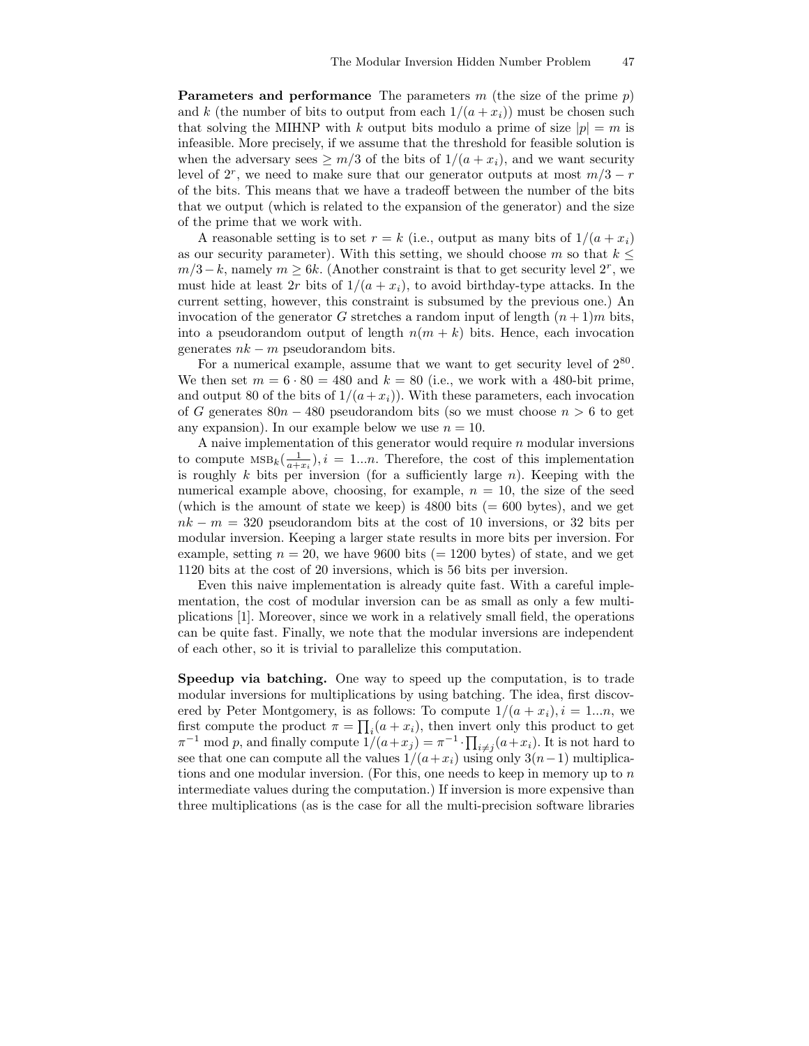**Parameters and performance** The parameters $m$ (the size of the prime $p$) and $k$ (the number of bits to output from each $1/(a+x_i)$) must be chosen such that solving the MIHNP with $k$ output bits modulo a prime of size $|p| = m$ is infeasible. More precisely, if we assume that the threshold for feasible solution is when the adversary sees $\geq m/3$ of the bits of $1/(a+x_i)$, and we want security level of $2^r$, we need to make sure that our generator outputs at most $m/3 - r$ of the bits. This means that we have a tradeoff between the number of the bits that we output (which is related to the expansion of the generator) and the size of the prime that we work with.

A reasonable setting is to set $r = k$ (i.e., output as many bits of $1/(a+x_i)$ as our security parameter). With this setting, we should choose $m$ so that $k \leq m/3 - k$, namely $m \geq 6k$. (Another constraint is that to get security level $2^r$, we must hide at least $2r$ bits of $1/(a+x_i)$, to avoid birthday-type attacks. In the current setting, however, this constraint is subsumed by the previous one.) An invocation of the generator $G$ stretches a random input of length $(n+1)m$ bits, into a pseudorandom output of length $n(m+k)$ bits. Hence, each invocation generates $nk - m$ pseudorandom bits.

For a numerical example, assume that we want to get security level of $2^{80}$. We then set $m = 6 \cdot 80 = 480$ and $k = 80$ (i.e., we work with a 480-bit prime, and output 80 of the bits of $1/(a+x_i)$). With these parameters, each invocation of $G$ generates $80n - 480$ pseudorandom bits (so we must choose $n > 6$ to get any expansion). In our example below we use $n = 10$.

A naive implementation of this generator would require $n$ modular inversions to compute $\text{MSB}_k(\frac{1}{a+x_i}), i = 1...n$. Therefore, the cost of this implementation is roughly $k$ bits per inversion (for a sufficiently large $n$). Keeping with the numerical example above, choosing, for example, $n = 10$, the size of the seed (which is the amount of state we keep) is 4800 bits (= 600 bytes), and we get $nk - m = 320$ pseudorandom bits at the cost of 10 inversions, or 32 bits per modular inversion. Keeping a larger state results in more bits per inversion. For example, setting $n = 20$, we have 9600 bits (= 1200 bytes) of state, and we get 1120 bits at the cost of 20 inversions, which is 56 bits per inversion.

Even this naive implementation is already quite fast. With a careful implementation, the cost of modular inversion can be as small as only a few multiplications [1]. Moreover, since we work in a relatively small field, the operations can be quite fast. Finally, we note that the modular inversions are independent of each other, so it is trivial to parallelize this computation.

**Speedup via batching.** One way to speed up the computation, is to trade modular inversions for multiplications by using batching. The idea, first discovered by Peter Montgomery, is as follows: To compute $1/(a+x_i), i = 1...n$, we first compute the product $\pi = \prod_i (a+x_i)$, then invert only this product to get $\pi^{-1} \bmod p$, and finally compute $1/(a+x_j) = \pi^{-1} \cdot \prod_{i \neq j}(a+x_i)$. It is not hard to see that one can compute all the values $1/(a+x_i)$ using only $3(n-1)$ multiplications and one modular inversion. (For this, one needs to keep in memory up to $n$ intermediate values during the computation.) If inversion is more expensive than three multiplications (as is the case for all the multi-precision software libraries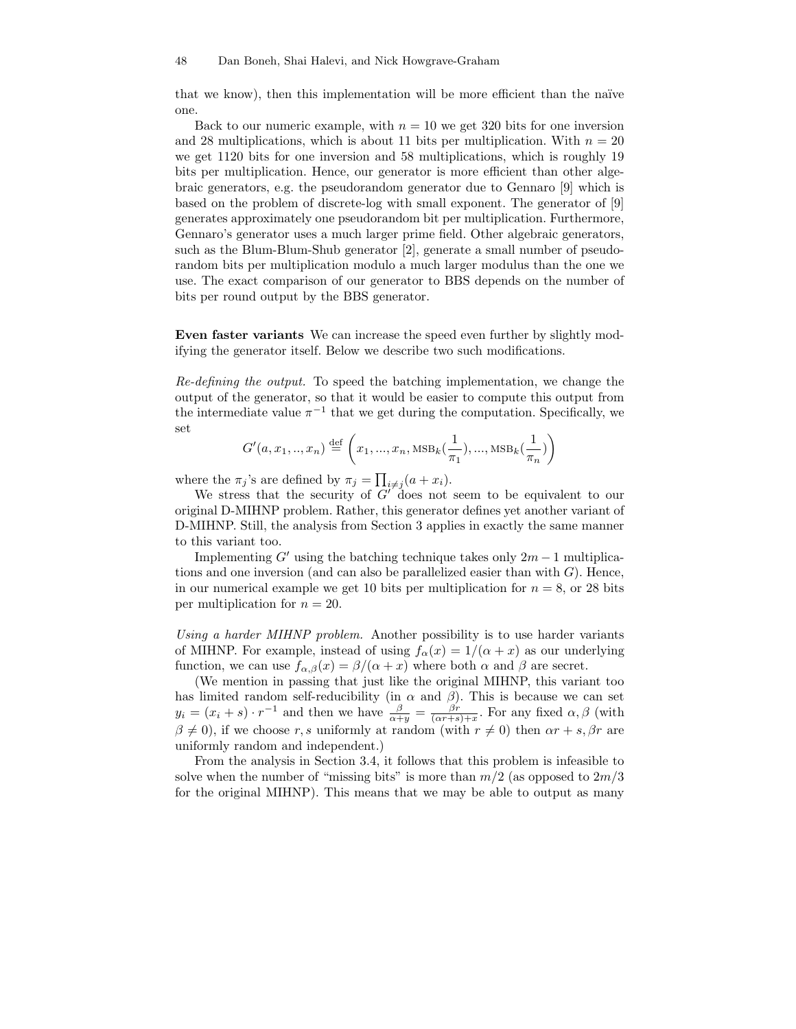that we know), then this implementation will be more efficient than the naïve one.

Back to our numeric example, with $n = 10$ we get 320 bits for one inversion and 28 multiplications, which is about 11 bits per multiplication. With $n = 20$ we get 1120 bits for one inversion and 58 multiplications, which is roughly 19 bits per multiplication. Hence, our generator is more efficient than other algebraic generators, e.g. the pseudorandom generator due to Gennaro [9] which is based on the problem of discrete-log with small exponent. The generator of [9] generates approximately one pseudorandom bit per multiplication. Furthermore, Gennaro's generator uses a much larger prime field. Other algebraic generators, such as the Blum-Blum-Shub generator [2], generate a small number of pseudorandom bits per multiplication modulo a much larger modulus than the one we use. The exact comparison of our generator to BBS depends on the number of bits per round output by the BBS generator.

**Even faster variants** We can increase the speed even further by slightly modifying the generator itself. Below we describe two such modifications.

*Re-defining the output.* To speed the batching implementation, we change the output of the generator, so that it would be easier to compute this output from the intermediate value $\pi^{-1}$ that we get during the computation. Specifically, we set

$$G'(a, x_1, .., x_n) \stackrel{\text{def}}{=} \left( x_1, ..., x_n, \text{MSB}_k(\frac{1}{\pi_1}), ..., \text{MSB}_k(\frac{1}{\pi_n}) \right)$$

where the $\pi_j$'s are defined by $\pi_j = \prod_{i \neq j}(a + x_i)$.

We stress that the security of $G'$ does not seem to be equivalent to our original D-MIHNP problem. Rather, this generator defines yet another variant of D-MIHNP. Still, the analysis from Section 3 applies in exactly the same manner to this variant too.

Implementing $G'$ using the batching technique takes only $2m - 1$ multiplications and one inversion (and can also be parallelized easier than with $G$). Hence, in our numerical example we get 10 bits per multiplication for $n = 8$, or 28 bits per multiplication for $n = 20$.

*Using a harder MIHNP problem.* Another possibility is to use harder variants of MIHNP. For example, instead of using $f_\alpha(x) = 1/(\alpha + x)$ as our underlying function, we can use $f_{\alpha,\beta}(x) = \beta/(\alpha + x)$ where both $\alpha$ and $\beta$ are secret.

(We mention in passing that just like the original MIHNP, this variant too has limited random self-reducibility (in $\alpha$ and $\beta$). This is because we can set $y_i = (x_i + s) \cdot r^{-1}$ and then we have $\frac{\beta}{\alpha+y} = \frac{\beta r}{(\alpha r+s)+x}$. For any fixed $\alpha, \beta$ (with $\beta \neq 0$), if we choose $r, s$ uniformly at random (with $r \neq 0$) then $\alpha r + s, \beta r$ are uniformly random and independent.)

From the analysis in Section 3.4, it follows that this problem is infeasible to solve when the number of "missing bits" is more than $m/2$ (as opposed to $2m/3$ for the original MIHNP). This means that we may be able to output as many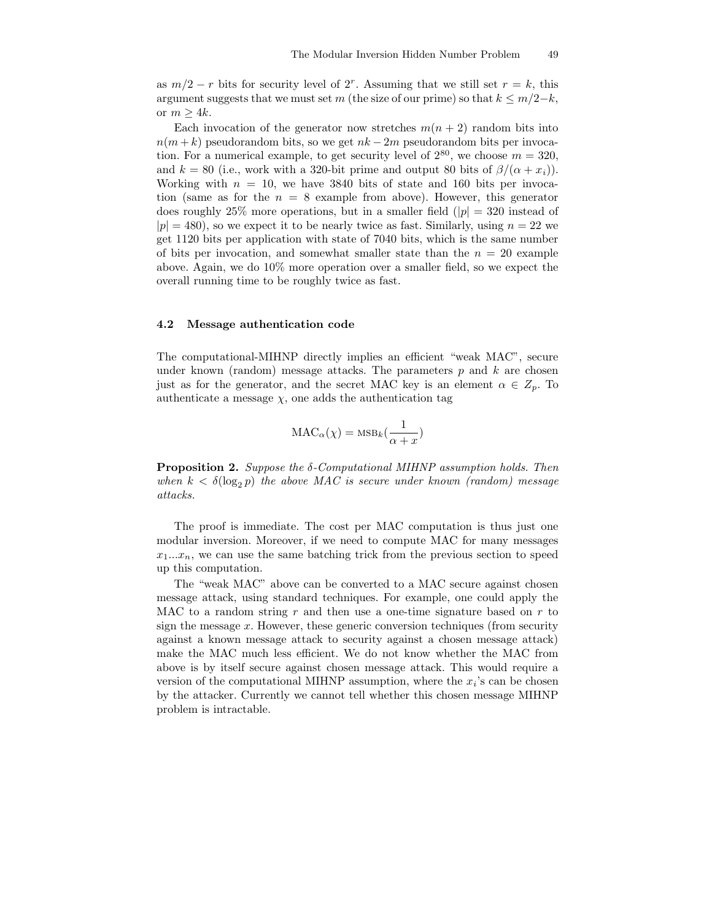as $m/2 - r$ bits for security level of $2^r$. Assuming that we still set $r = k$, this argument suggests that we must set $m$ (the size of our prime) so that $k \le m/2 - k$, or $m \ge 4k$.

Each invocation of the generator now stretches $m(n+2)$ random bits into $n(m+k)$ pseudorandom bits, so we get $nk - 2m$ pseudorandom bits per invocation. For a numerical example, to get security level of $2^{80}$, we choose $m = 320$, and $k = 80$ (i.e., work with a 320-bit prime and output 80 bits of $\beta/(\alpha + x_i)$). Working with $n = 10$, we have 3840 bits of state and 160 bits per invocation (same as for the $n = 8$ example from above). However, this generator does roughly 25% more operations, but in a smaller field ($|p| = 320$ instead of $|p| = 480$), so we expect it to be nearly twice as fast. Similarly, using $n = 22$ we get 1120 bits per application with state of 7040 bits, which is the same number of bits per invocation, and somewhat smaller state than the $n = 20$ example above. Again, we do 10% more operation over a smaller field, so we expect the overall running time to be roughly twice as fast.

### 4.2 Message authentication code

The computational-MIHNP directly implies an efficient "weak MAC", secure under known (random) message attacks. The parameters $p$ and $k$ are chosen just as for the generator, and the secret MAC key is an element $\alpha \in Z_p$. To authenticate a message $\chi$, one adds the authentication tag

$$\mathrm{MAC}_\alpha(\chi) = \mathrm{MSB}_k\left(\frac{1}{\alpha + x}\right)$$

**Proposition 2.** *Suppose the $\delta$-Computational MIHNP assumption holds. Then when $k < \delta(\log_2 p)$ the above MAC is secure under known (random) message attacks.*

The proof is immediate. The cost per MAC computation is thus just one modular inversion. Moreover, if we need to compute MAC for many messages $x_1 ... x_n$, we can use the same batching trick from the previous section to speed up this computation.

The "weak MAC" above can be converted to a MAC secure against chosen message attack, using standard techniques. For example, one could apply the MAC to a random string $r$ and then use a one-time signature based on $r$ to sign the message $x$. However, these generic conversion techniques (from security against a known message attack to security against a chosen message attack) make the MAC much less efficient. We do not know whether the MAC from above is by itself secure against chosen message attack. This would require a version of the computational MIHNP assumption, where the $x_i$'s can be chosen by the attacker. Currently we cannot tell whether this chosen message MIHNP problem is intractable.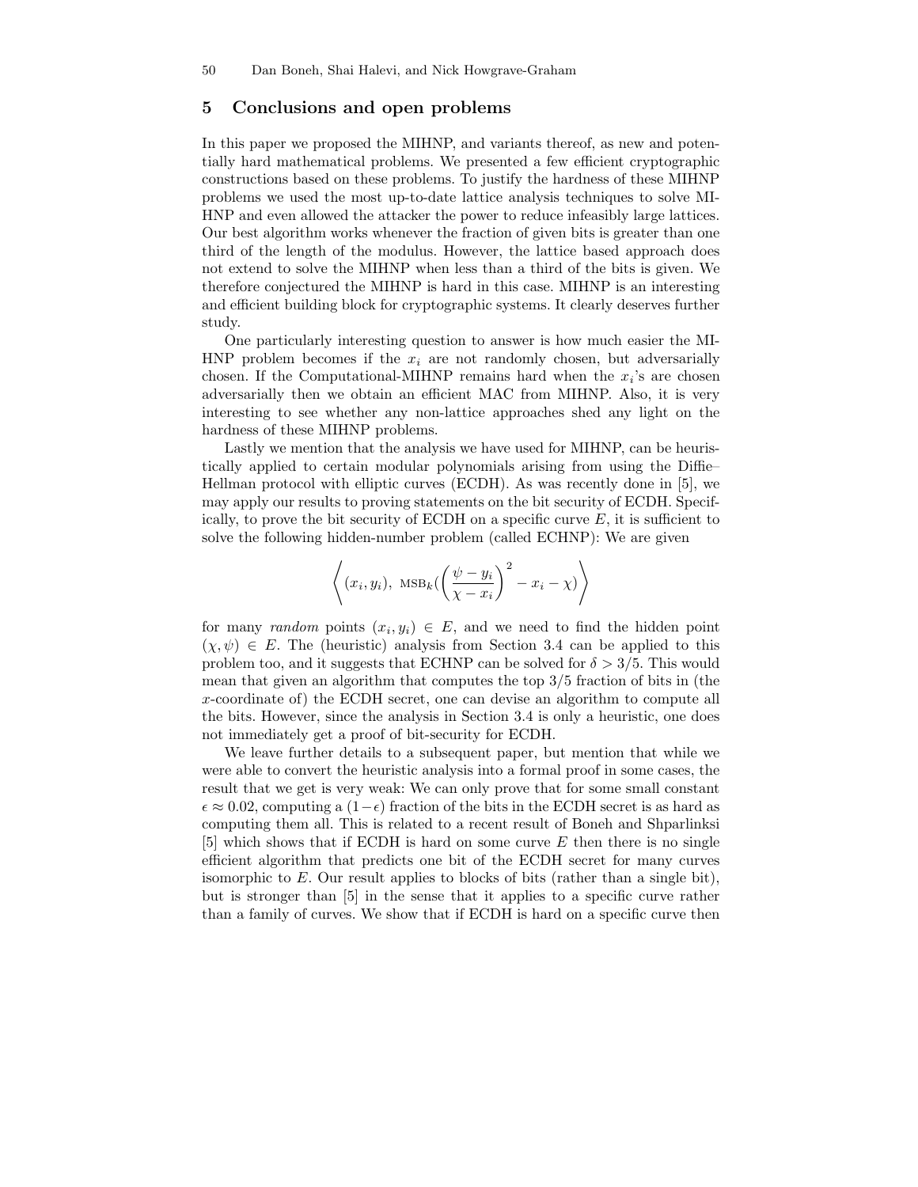## 5 Conclusions and open problems

In this paper we proposed the MIHNP, and variants thereof, as new and potentially hard mathematical problems. We presented a few efficient cryptographic constructions based on these problems. To justify the hardness of these MIHNP problems we used the most up-to-date lattice analysis techniques to solve MIHNP and even allowed the attacker the power to reduce infeasibly large lattices. Our best algorithm works whenever the fraction of given bits is greater than one third of the length of the modulus. However, the lattice based approach does not extend to solve the MIHNP when less than a third of the bits is given. We therefore conjectured the MIHNP is hard in this case. MIHNP is an interesting and efficient building block for cryptographic systems. It clearly deserves further study.

One particularly interesting question to answer is how much easier the MIHNP problem becomes if the $x_i$ are not randomly chosen, but adversarially chosen. If the Computational-MIHNP remains hard when the $x_i$'s are chosen adversarially then we obtain an efficient MAC from MIHNP. Also, it is very interesting to see whether any non-lattice approaches shed any light on the hardness of these MIHNP problems.

Lastly we mention that the analysis we have used for MIHNP, can be heuristically applied to certain modular polynomials arising from using the Diffie–Hellman protocol with elliptic curves (ECDH). As was recently done in [5], we may apply our results to proving statements on the bit security of ECDH. Specifically, to prove the bit security of ECDH on a specific curve $E$, it is sufficient to solve the following hidden-number problem (called ECHNP): We are given

$$\left\langle (x_i, y_i),\ \mathrm{MSB}_k\Big(\left(\frac{\psi - y_i}{\chi - x_i}\right)^2 - x_i - \chi\Big) \right\rangle$$

for many *random* points $(x_i, y_i) \in E$, and we need to find the hidden point $(\chi, \psi) \in E$. The (heuristic) analysis from Section 3.4 can be applied to this problem too, and it suggests that ECHNP can be solved for $\delta > 3/5$. This would mean that given an algorithm that computes the top $3/5$ fraction of bits in (the $x$-coordinate of) the ECDH secret, one can devise an algorithm to compute all the bits. However, since the analysis in Section 3.4 is only a heuristic, one does not immediately get a proof of bit-security for ECDH.

We leave further details to a subsequent paper, but mention that while we were able to convert the heuristic analysis into a formal proof in some cases, the result that we get is very weak: We can only prove that for some small constant $\epsilon \approx 0.02$, computing a $(1-\epsilon)$ fraction of the bits in the ECDH secret is as hard as computing them all. This is related to a recent result of Boneh and Shparlinksi [5] which shows that if ECDH is hard on some curve $E$ then there is no single efficient algorithm that predicts one bit of the ECDH secret for many curves isomorphic to $E$. Our result applies to blocks of bits (rather than a single bit), but is stronger than [5] in the sense that it applies to a specific curve rather than a family of curves. We show that if ECDH is hard on a specific curve then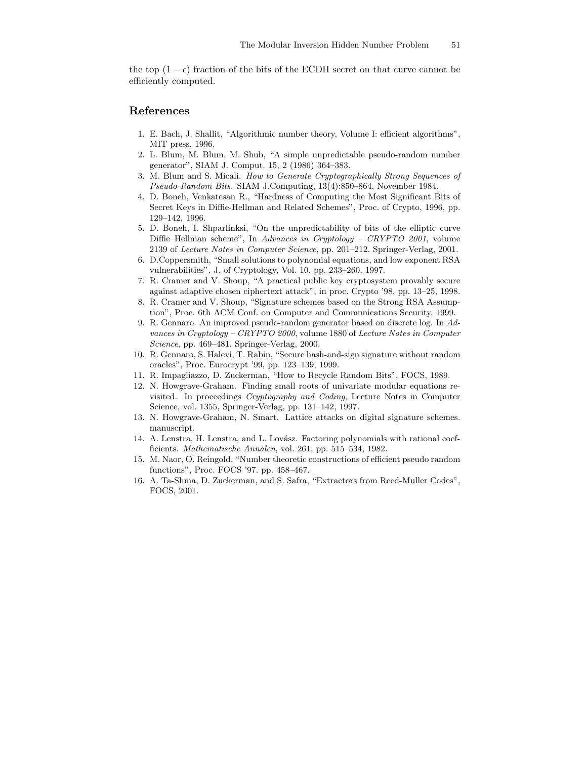the top $(1 - \epsilon)$ fraction of the bits of the ECDH secret on that curve cannot be efficiently computed.

## References

1. E. Bach, J. Shallit, "Algorithmic number theory, Volume I: efficient algorithms", MIT press, 1996.
2. L. Blum, M. Blum, M. Shub, "A simple unpredictable pseudo-random number generator", SIAM J. Comput. 15, 2 (1986) 364–383.
3. M. Blum and S. Micali. *How to Generate Cryptographically Strong Sequences of Pseudo-Random Bits.* SIAM J.Computing, 13(4):850–864, November 1984.
4. D. Boneh, Venkatesan R., "Hardness of Computing the Most Significant Bits of Secret Keys in Diffie-Hellman and Related Schemes", Proc. of Crypto, 1996, pp. 129–142, 1996.
5. D. Boneh, I. Shparlinksi, "On the unpredictability of bits of the elliptic curve Diffie–Hellman scheme", In *Advances in Cryptology – CRYPTO 2001*, volume 2139 of *Lecture Notes in Computer Science*, pp. 201–212. Springer-Verlag, 2001.
6. D.Coppersmith, "Small solutions to polynomial equations, and low exponent RSA vulnerabilities", J. of Cryptology, Vol. 10, pp. 233–260, 1997.
7. R. Cramer and V. Shoup, "A practical public key cryptosystem provably secure against adaptive chosen ciphertext attack", in proc. Crypto '98, pp. 13–25, 1998.
8. R. Cramer and V. Shoup, "Signature schemes based on the Strong RSA Assumption", Proc. 6th ACM Conf. on Computer and Communications Security, 1999.
9. R. Gennaro. An improved pseudo-random generator based on discrete log. In *Advances in Cryptology – CRYPTO 2000*, volume 1880 of *Lecture Notes in Computer Science*, pp. 469–481. Springer-Verlag, 2000.
10. R. Gennaro, S. Halevi, T. Rabin, "Secure hash-and-sign signature without random oracles", Proc. Eurocrypt '99, pp. 123–139, 1999.
11. R. Impagliazzo, D. Zuckerman, "How to Recycle Random Bits", FOCS, 1989.
12. N. Howgrave-Graham. Finding small roots of univariate modular equations revisited. In proceedings *Cryptography and Coding*, Lecture Notes in Computer Science, vol. 1355, Springer-Verlag, pp. 131–142, 1997.
13. N. Howgrave-Graham, N. Smart. Lattice attacks on digital signature schemes. manuscript.
14. A. Lenstra, H. Lenstra, and L. Lovász. Factoring polynomials with rational coefficients. *Mathematische Annalen*, vol. 261, pp. 515–534, 1982.
15. M. Naor, O. Reingold, "Number theoretic constructions of efficient pseudo random functions", Proc. FOCS '97. pp. 458–467.
16. A. Ta-Shma, D. Zuckerman, and S. Safra, "Extractors from Reed-Muller Codes", FOCS, 2001.